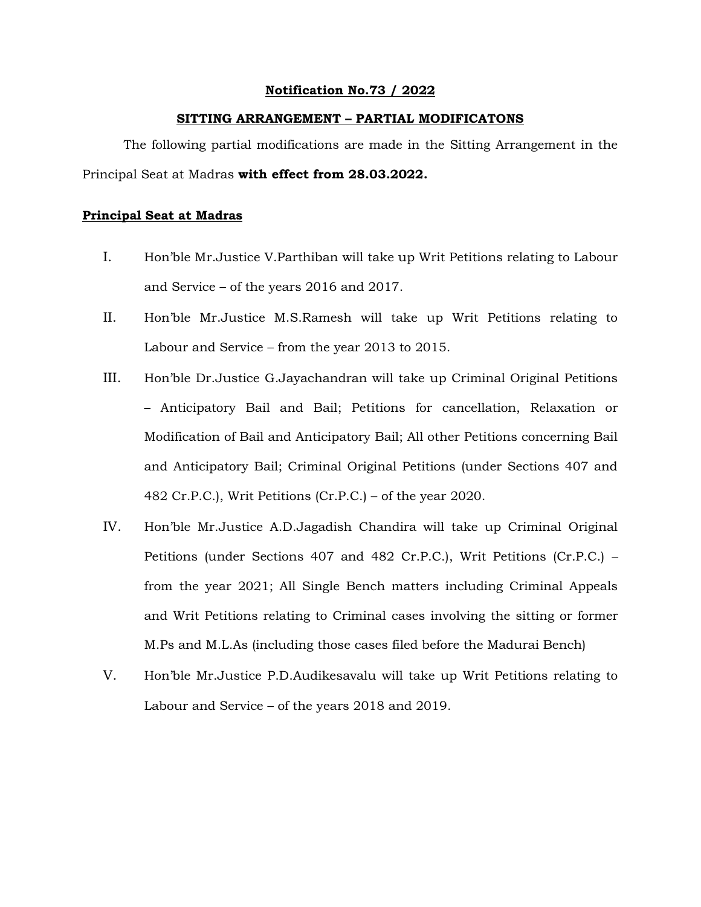**Notification No.73 / 2022**

**SITTING ARRANGEMENT – PARTIAL MODIFICATONS**

The following partial modifications are made in the Sitting Arrangement in the Principal Seat at Madras **with effect from 28.03.2022.**

**Principal Seat at Madras**

I. Hon'ble Mr.Justice V.Parthiban will take up Writ Petitions relating to Labour and Service – of the years 2016 and 2017.

II. Hon'ble Mr.Justice M.S.Ramesh will take up Writ Petitions relating to Labour and Service – from the year 2013 to 2015.

III. Hon'ble Dr.Justice G.Jayachandran will take up Criminal Original Petitions – Anticipatory Bail and Bail; Petitions for cancellation, Relaxation or Modification of Bail and Anticipatory Bail; All other Petitions concerning Bail and Anticipatory Bail; Criminal Original Petitions (under Sections 407 and 482 Cr.P.C.), Writ Petitions (Cr.P.C.) – of the year 2020.

IV. Hon'ble Mr.Justice A.D.Jagadish Chandira will take up Criminal Original Petitions (under Sections 407 and 482 Cr.P.C.), Writ Petitions (Cr.P.C.) – from the year 2021; All Single Bench matters including Criminal Appeals and Writ Petitions relating to Criminal cases involving the sitting or former M.Ps and M.L.As (including those cases filed before the Madurai Bench)

V. Hon'ble Mr.Justice P.D.Audikesavalu will take up Writ Petitions relating to Labour and Service – of the years 2018 and 2019.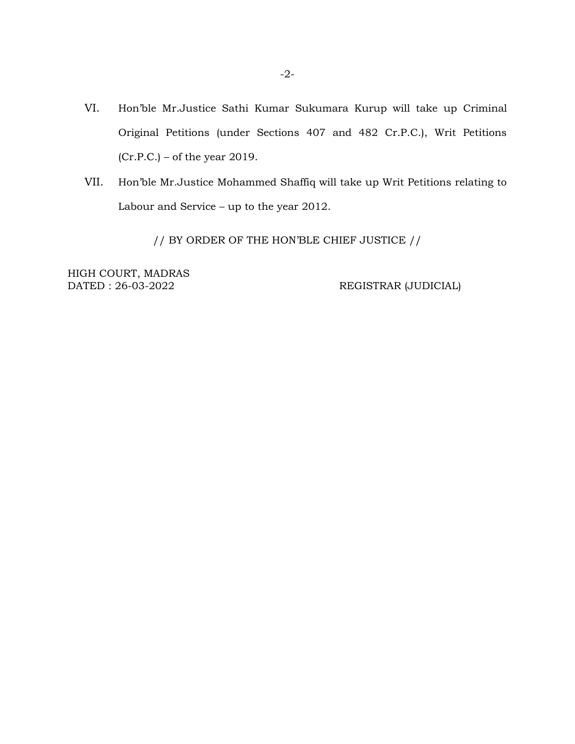VI. Hon'ble Mr.Justice Sathi Kumar Sukumara Kurup will take up Criminal Original Petitions (under Sections 407 and 482 Cr.P.C.), Writ Petitions (Cr.P.C.) – of the year 2019.

VII. Hon'ble Mr.Justice Mohammed Shaffiq will take up Writ Petitions relating to Labour and Service – up to the year 2012.

// BY ORDER OF THE HON'BLE CHIEF JUSTICE //

HIGH COURT, MADRAS
DATED : 26-03-2022

REGISTRAR (JUDICIAL)